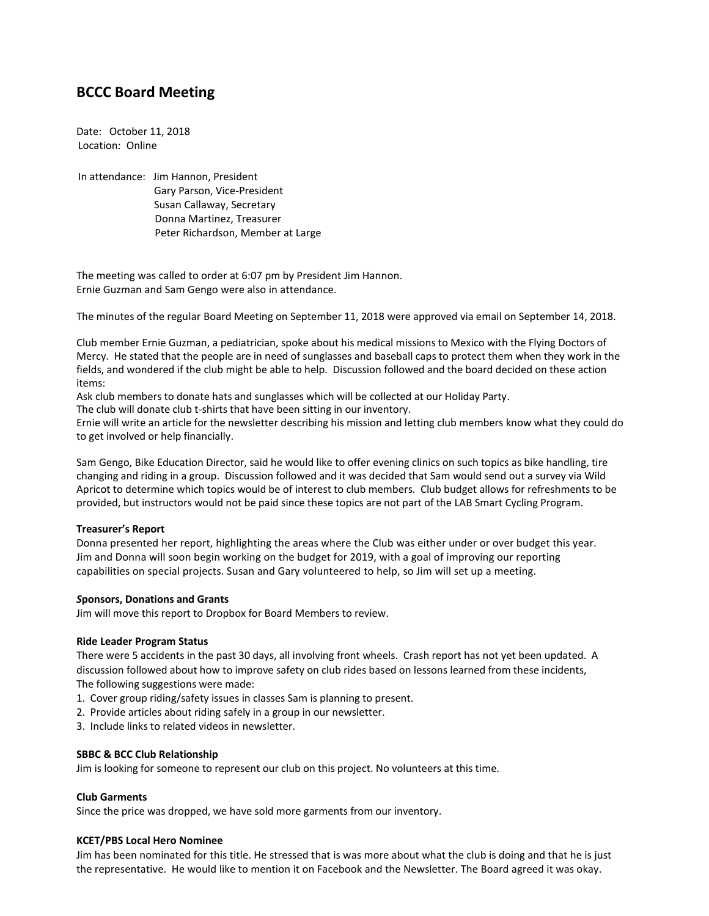# BCCC Board Meeting

Date: October 11, 2018
Location: Online

In attendance: Jim Hannon, President
Gary Parson, Vice-President
Susan Callaway, Secretary
Donna Martinez, Treasurer
Peter Richardson, Member at Large

The meeting was called to order at 6:07 pm by President Jim Hannon.
Ernie Guzman and Sam Gengo were also in attendance.

The minutes of the regular Board Meeting on September 11, 2018 were approved via email on September 14, 2018.

Club member Ernie Guzman, a pediatrician, spoke about his medical missions to Mexico with the Flying Doctors of Mercy. He stated that the people are in need of sunglasses and baseball caps to protect them when they work in the fields, and wondered if the club might be able to help. Discussion followed and the board decided on these action items:
Ask club members to donate hats and sunglasses which will be collected at our Holiday Party.
The club will donate club t-shirts that have been sitting in our inventory.
Ernie will write an article for the newsletter describing his mission and letting club members know what they could do to get involved or help financially.

Sam Gengo, Bike Education Director, said he would like to offer evening clinics on such topics as bike handling, tire changing and riding in a group. Discussion followed and it was decided that Sam would send out a survey via Wild Apricot to determine which topics would be of interest to club members. Club budget allows for refreshments to be provided, but instructors would not be paid since these topics are not part of the LAB Smart Cycling Program.

**Treasurer's Report**
Donna presented her report, highlighting the areas where the Club was either under or over budget this year. Jim and Donna will soon begin working on the budget for 2019, with a goal of improving our reporting capabilities on special projects. Susan and Gary volunteered to help, so Jim will set up a meeting.

***S*ponsors, Donations and Grants**
Jim will move this report to Dropbox for Board Members to review.

**Ride Leader Program Status**
There were 5 accidents in the past 30 days, all involving front wheels. Crash report has not yet been updated. A discussion followed about how to improve safety on club rides based on lessons learned from these incidents,
The following suggestions were made:
1. Cover group riding/safety issues in classes Sam is planning to present.
2. Provide articles about riding safely in a group in our newsletter.
3. Include links to related videos in newsletter.

**SBBC & BCC Club Relationship**
Jim is looking for someone to represent our club on this project. No volunteers at this time.

**Club Garments**
Since the price was dropped, we have sold more garments from our inventory.

**KCET/PBS Local Hero Nominee**
Jim has been nominated for this title. He stressed that is was more about what the club is doing and that he is just the representative. He would like to mention it on Facebook and the Newsletter. The Board agreed it was okay.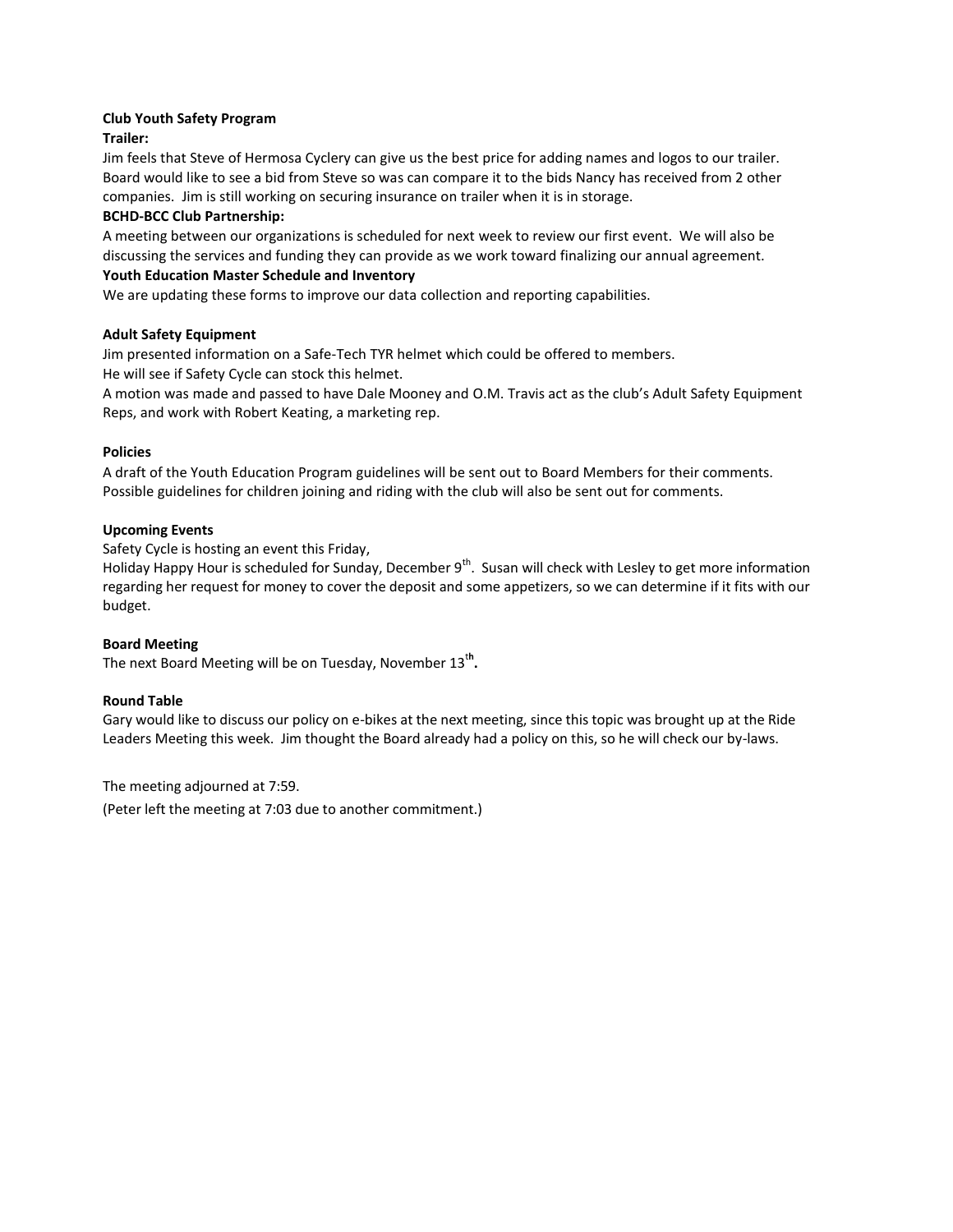**Club Youth Safety Program**

**Trailer:**

Jim feels that Steve of Hermosa Cyclery can give us the best price for adding names and logos to our trailer. Board would like to see a bid from Steve so was can compare it to the bids Nancy has received from 2 other companies. Jim is still working on securing insurance on trailer when it is in storage.

**BCHD-BCC Club Partnership:**

A meeting between our organizations is scheduled for next week to review our first event. We will also be discussing the services and funding they can provide as we work toward finalizing our annual agreement.

**Youth Education Master Schedule and Inventory**

We are updating these forms to improve our data collection and reporting capabilities.

**Adult Safety Equipment**

Jim presented information on a Safe-Tech TYR helmet which could be offered to members.
He will see if Safety Cycle can stock this helmet.
A motion was made and passed to have Dale Mooney and O.M. Travis act as the club's Adult Safety Equipment Reps, and work with Robert Keating, a marketing rep.

**Policies**

A draft of the Youth Education Program guidelines will be sent out to Board Members for their comments. Possible guidelines for children joining and riding with the club will also be sent out for comments.

**Upcoming Events**

Safety Cycle is hosting an event this Friday,
Holiday Happy Hour is scheduled for Sunday, December 9th. Susan will check with Lesley to get more information regarding her request for money to cover the deposit and some appetizers, so we can determine if it fits with our budget.

**Board Meeting**

The next Board Meeting will be on Tuesday, November 13th.

**Round Table**

Gary would like to discuss our policy on e-bikes at the next meeting, since this topic was brought up at the Ride Leaders Meeting this week. Jim thought the Board already had a policy on this, so he will check our by-laws.

The meeting adjourned at 7:59.

(Peter left the meeting at 7:03 due to another commitment.)